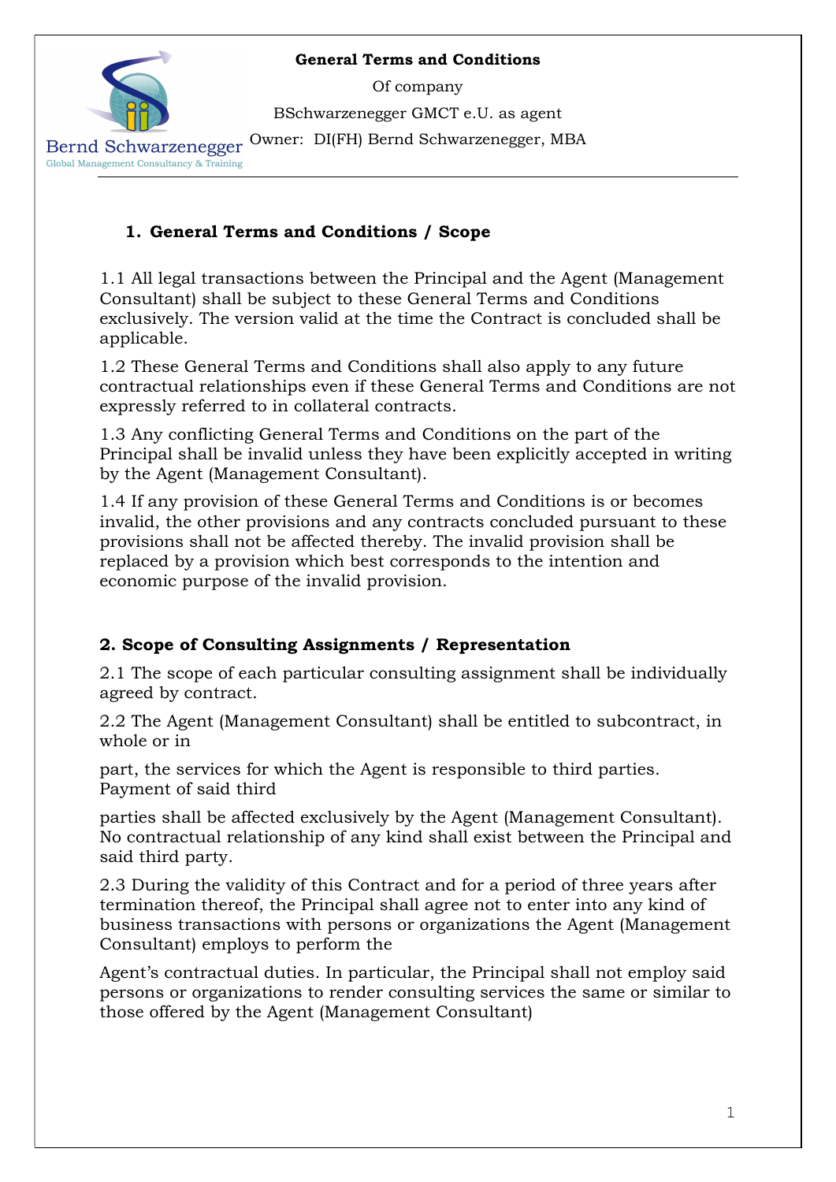**General Terms and Conditions**

Of company

BSchwarzenegger GMCT e.U. as agent

Owner: DI(FH) Bernd Schwarzenegger, MBA

Bernd Schwarzenegger
Global Management Consultancy & Training

## 1. General Terms and Conditions / Scope

1.1 All legal transactions between the Principal and the Agent (Management Consultant) shall be subject to these General Terms and Conditions exclusively. The version valid at the time the Contract is concluded shall be applicable.

1.2 These General Terms and Conditions shall also apply to any future contractual relationships even if these General Terms and Conditions are not expressly referred to in collateral contracts.

1.3 Any conflicting General Terms and Conditions on the part of the Principal shall be invalid unless they have been explicitly accepted in writing by the Agent (Management Consultant).

1.4 If any provision of these General Terms and Conditions is or becomes invalid, the other provisions and any contracts concluded pursuant to these provisions shall not be affected thereby. The invalid provision shall be replaced by a provision which best corresponds to the intention and economic purpose of the invalid provision.

## 2. Scope of Consulting Assignments / Representation

2.1 The scope of each particular consulting assignment shall be individually agreed by contract.

2.2 The Agent (Management Consultant) shall be entitled to subcontract, in whole or in part, the services for which the Agent is responsible to third parties. Payment of said third parties shall be affected exclusively by the Agent (Management Consultant). No contractual relationship of any kind shall exist between the Principal and said third party.

2.3 During the validity of this Contract and for a period of three years after termination thereof, the Principal shall agree not to enter into any kind of business transactions with persons or organizations the Agent (Management Consultant) employs to perform the Agent's contractual duties. In particular, the Principal shall not employ said persons or organizations to render consulting services the same or similar to those offered by the Agent (Management Consultant)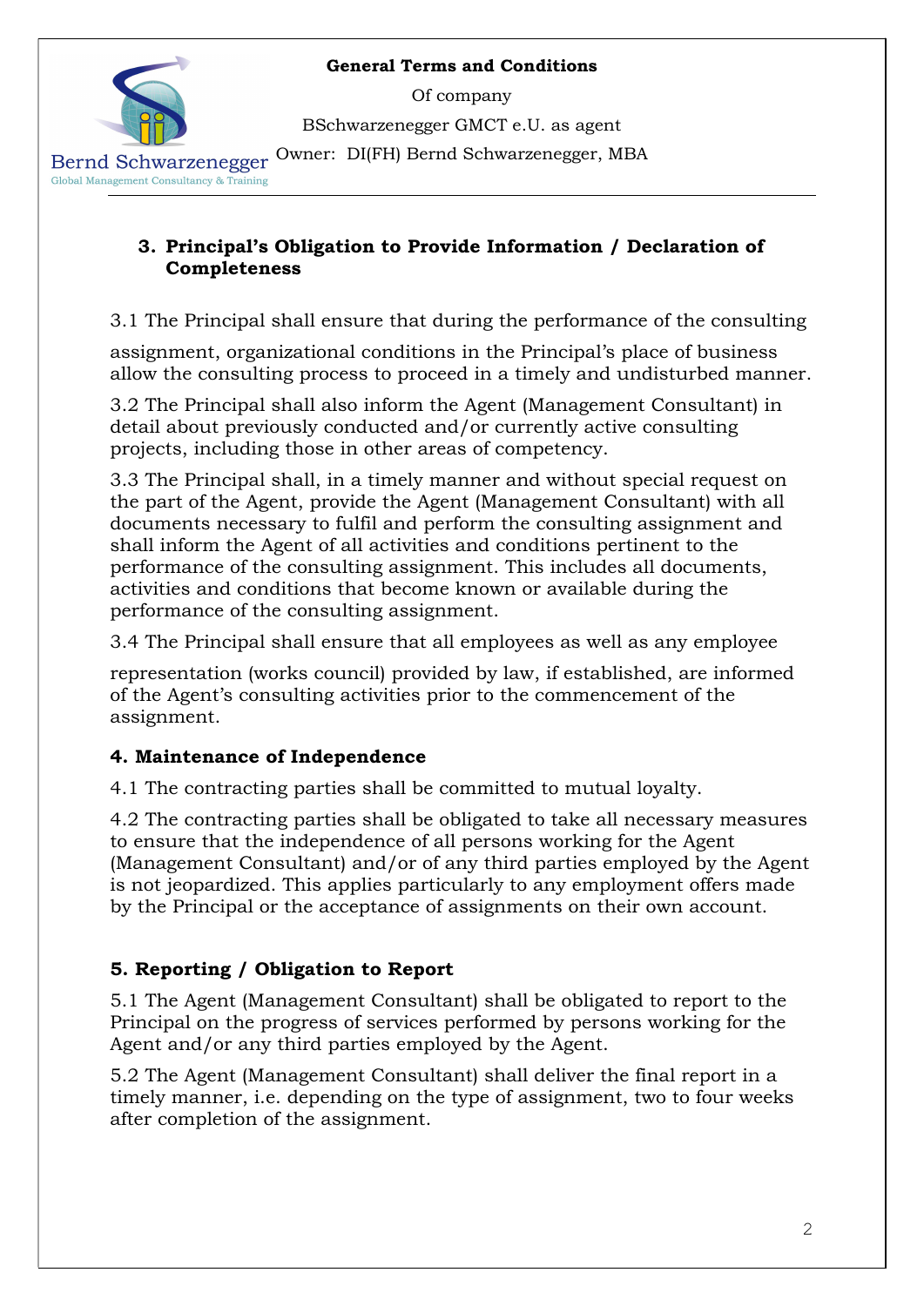## 3. Principal's Obligation to Provide Information / Declaration of Completeness

3.1 The Principal shall ensure that during the performance of the consulting assignment, organizational conditions in the Principal's place of business allow the consulting process to proceed in a timely and undisturbed manner.

3.2 The Principal shall also inform the Agent (Management Consultant) in detail about previously conducted and/or currently active consulting projects, including those in other areas of competency.

3.3 The Principal shall, in a timely manner and without special request on the part of the Agent, provide the Agent (Management Consultant) with all documents necessary to fulfil and perform the consulting assignment and shall inform the Agent of all activities and conditions pertinent to the performance of the consulting assignment. This includes all documents, activities and conditions that become known or available during the performance of the consulting assignment.

3.4 The Principal shall ensure that all employees as well as any employee representation (works council) provided by law, if established, are informed of the Agent's consulting activities prior to the commencement of the assignment.

## 4. Maintenance of Independence

4.1 The contracting parties shall be committed to mutual loyalty.

4.2 The contracting parties shall be obligated to take all necessary measures to ensure that the independence of all persons working for the Agent (Management Consultant) and/or of any third parties employed by the Agent is not jeopardized. This applies particularly to any employment offers made by the Principal or the acceptance of assignments on their own account.

## 5. Reporting / Obligation to Report

5.1 The Agent (Management Consultant) shall be obligated to report to the Principal on the progress of services performed by persons working for the Agent and/or any third parties employed by the Agent.

5.2 The Agent (Management Consultant) shall deliver the final report in a timely manner, i.e. depending on the type of assignment, two to four weeks after completion of the assignment.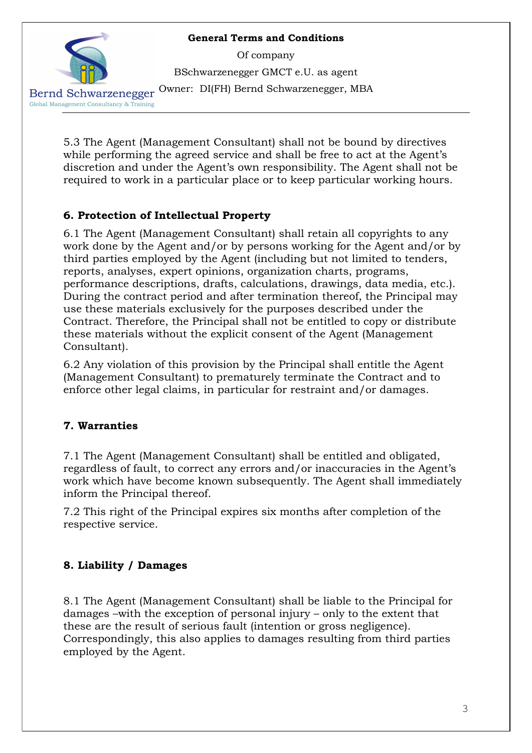5.3 The Agent (Management Consultant) shall not be bound by directives while performing the agreed service and shall be free to act at the Agent's discretion and under the Agent's own responsibility. The Agent shall not be required to work in a particular place or to keep particular working hours.

## 6. Protection of Intellectual Property

6.1 The Agent (Management Consultant) shall retain all copyrights to any work done by the Agent and/or by persons working for the Agent and/or by third parties employed by the Agent (including but not limited to tenders, reports, analyses, expert opinions, organization charts, programs, performance descriptions, drafts, calculations, drawings, data media, etc.). During the contract period and after termination thereof, the Principal may use these materials exclusively for the purposes described under the Contract. Therefore, the Principal shall not be entitled to copy or distribute these materials without the explicit consent of the Agent (Management Consultant).

6.2 Any violation of this provision by the Principal shall entitle the Agent (Management Consultant) to prematurely terminate the Contract and to enforce other legal claims, in particular for restraint and/or damages.

## 7. Warranties

7.1 The Agent (Management Consultant) shall be entitled and obligated, regardless of fault, to correct any errors and/or inaccuracies in the Agent's work which have become known subsequently. The Agent shall immediately inform the Principal thereof.

7.2 This right of the Principal expires six months after completion of the respective service.

## 8. Liability / Damages

8.1 The Agent (Management Consultant) shall be liable to the Principal for damages –with the exception of personal injury – only to the extent that these are the result of serious fault (intention or gross negligence). Correspondingly, this also applies to damages resulting from third parties employed by the Agent.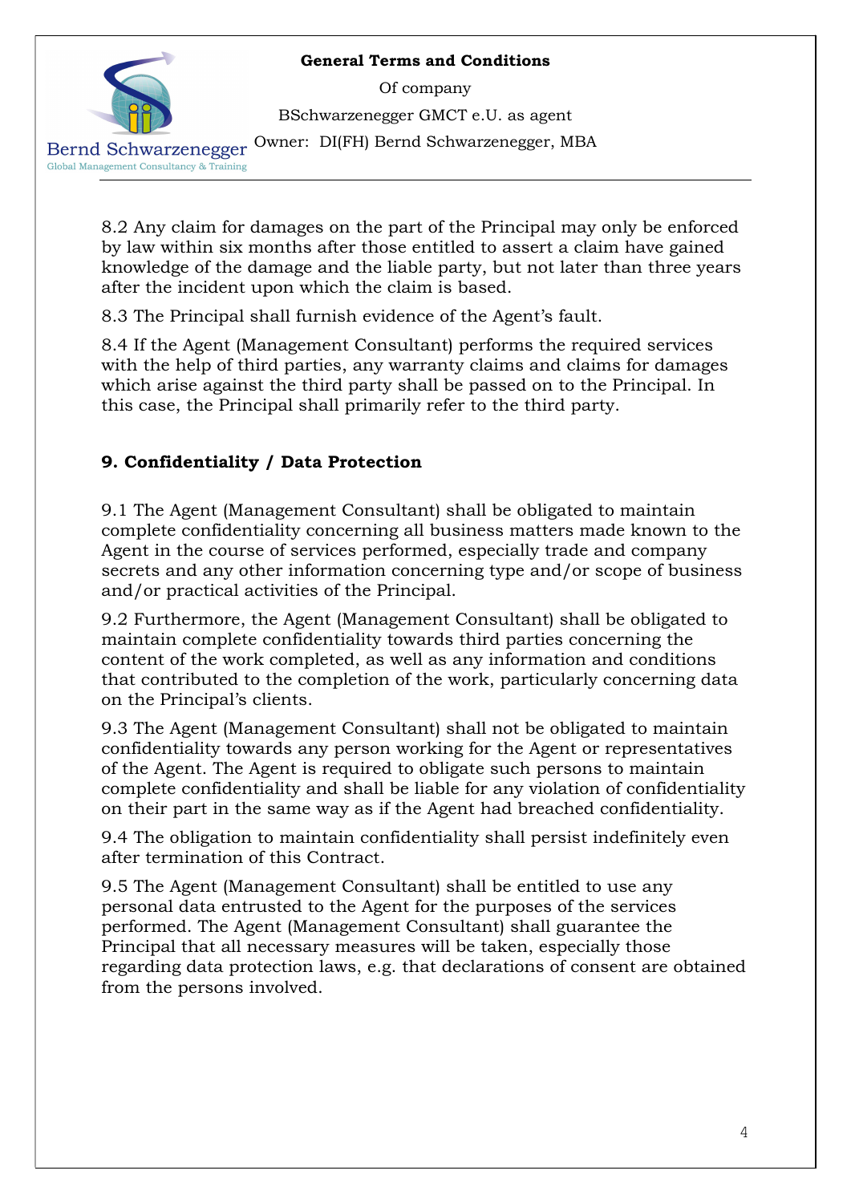8.2 Any claim for damages on the part of the Principal may only be enforced by law within six months after those entitled to assert a claim have gained knowledge of the damage and the liable party, but not later than three years after the incident upon which the claim is based.

8.3 The Principal shall furnish evidence of the Agent's fault.

8.4 If the Agent (Management Consultant) performs the required services with the help of third parties, any warranty claims and claims for damages which arise against the third party shall be passed on to the Principal. In this case, the Principal shall primarily refer to the third party.

## 9. Confidentiality / Data Protection

9.1 The Agent (Management Consultant) shall be obligated to maintain complete confidentiality concerning all business matters made known to the Agent in the course of services performed, especially trade and company secrets and any other information concerning type and/or scope of business and/or practical activities of the Principal.

9.2 Furthermore, the Agent (Management Consultant) shall be obligated to maintain complete confidentiality towards third parties concerning the content of the work completed, as well as any information and conditions that contributed to the completion of the work, particularly concerning data on the Principal's clients.

9.3 The Agent (Management Consultant) shall not be obligated to maintain confidentiality towards any person working for the Agent or representatives of the Agent. The Agent is required to obligate such persons to maintain complete confidentiality and shall be liable for any violation of confidentiality on their part in the same way as if the Agent had breached confidentiality.

9.4 The obligation to maintain confidentiality shall persist indefinitely even after termination of this Contract.

9.5 The Agent (Management Consultant) shall be entitled to use any personal data entrusted to the Agent for the purposes of the services performed. The Agent (Management Consultant) shall guarantee the Principal that all necessary measures will be taken, especially those regarding data protection laws, e.g. that declarations of consent are obtained from the persons involved.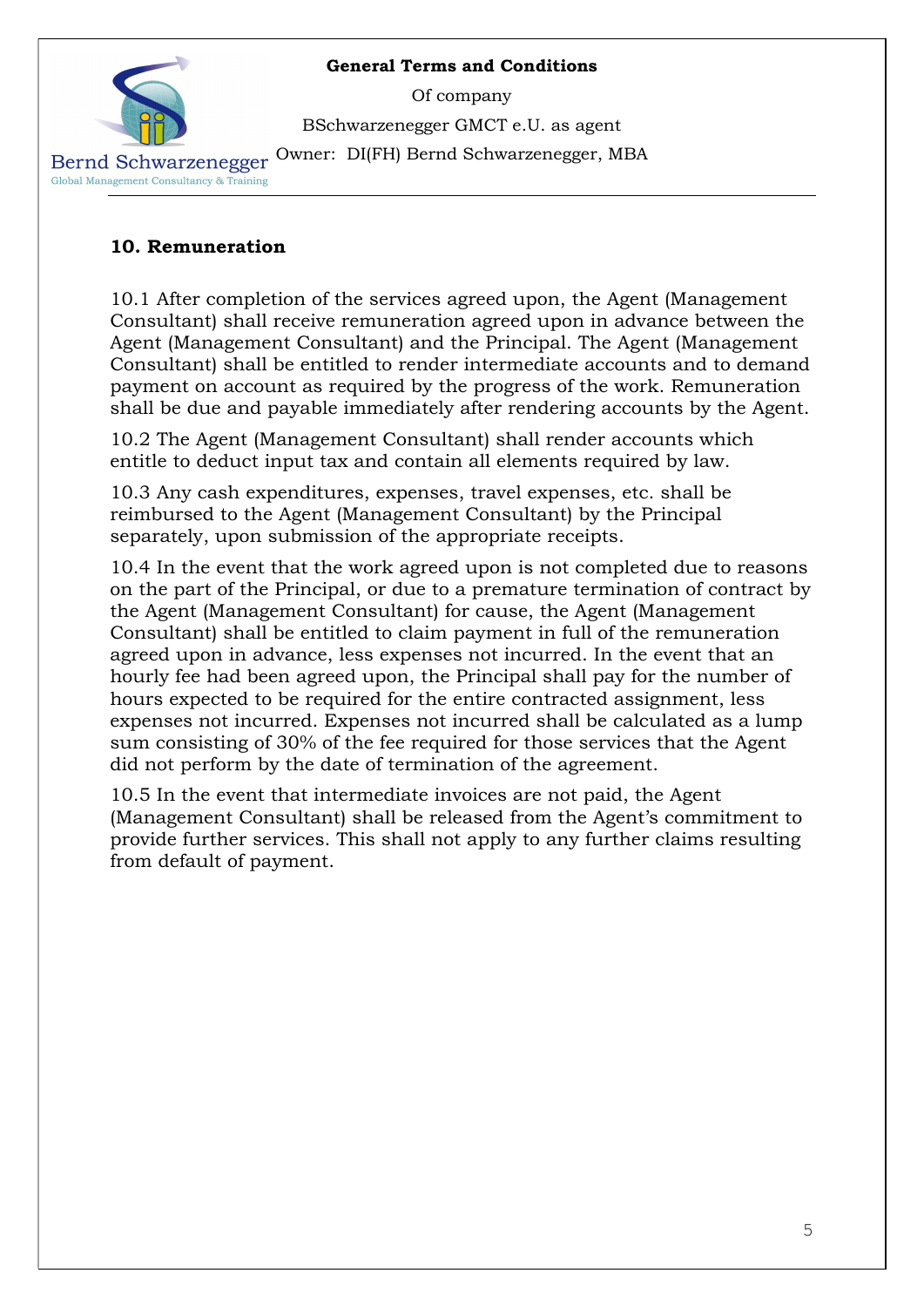## 10. Remuneration

10.1 After completion of the services agreed upon, the Agent (Management Consultant) shall receive remuneration agreed upon in advance between the Agent (Management Consultant) and the Principal. The Agent (Management Consultant) shall be entitled to render intermediate accounts and to demand payment on account as required by the progress of the work. Remuneration shall be due and payable immediately after rendering accounts by the Agent.

10.2 The Agent (Management Consultant) shall render accounts which entitle to deduct input tax and contain all elements required by law.

10.3 Any cash expenditures, expenses, travel expenses, etc. shall be reimbursed to the Agent (Management Consultant) by the Principal separately, upon submission of the appropriate receipts.

10.4 In the event that the work agreed upon is not completed due to reasons on the part of the Principal, or due to a premature termination of contract by the Agent (Management Consultant) for cause, the Agent (Management Consultant) shall be entitled to claim payment in full of the remuneration agreed upon in advance, less expenses not incurred. In the event that an hourly fee had been agreed upon, the Principal shall pay for the number of hours expected to be required for the entire contracted assignment, less expenses not incurred. Expenses not incurred shall be calculated as a lump sum consisting of 30% of the fee required for those services that the Agent did not perform by the date of termination of the agreement.

10.5 In the event that intermediate invoices are not paid, the Agent (Management Consultant) shall be released from the Agent's commitment to provide further services. This shall not apply to any further claims resulting from default of payment.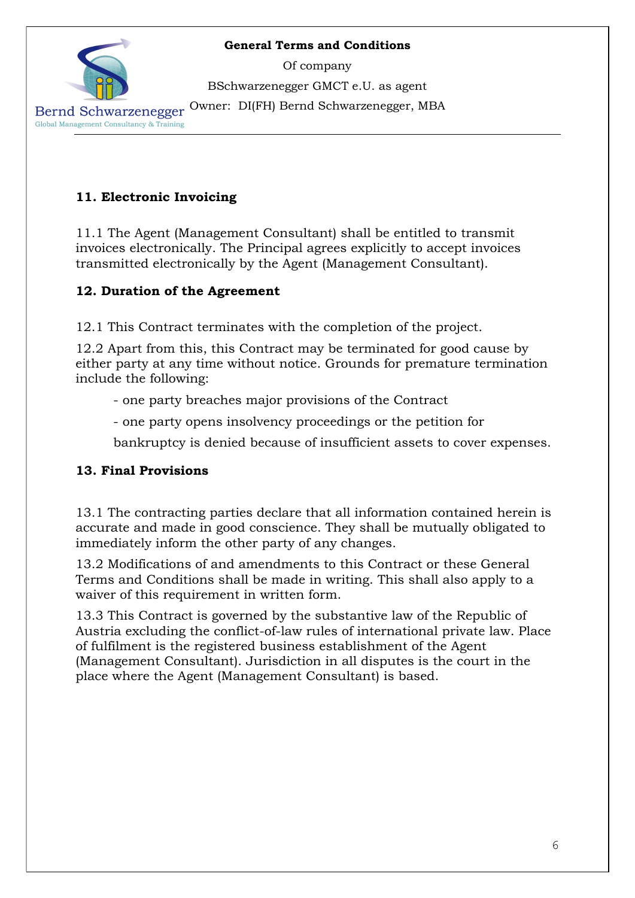## 11. Electronic Invoicing

11.1 The Agent (Management Consultant) shall be entitled to transmit invoices electronically. The Principal agrees explicitly to accept invoices transmitted electronically by the Agent (Management Consultant).

## 12. Duration of the Agreement

12.1 This Contract terminates with the completion of the project.

12.2 Apart from this, this Contract may be terminated for good cause by either party at any time without notice. Grounds for premature termination include the following:

- one party breaches major provisions of the Contract
- one party opens insolvency proceedings or the petition for bankruptcy is denied because of insufficient assets to cover expenses.

## 13. Final Provisions

13.1 The contracting parties declare that all information contained herein is accurate and made in good conscience. They shall be mutually obligated to immediately inform the other party of any changes.

13.2 Modifications of and amendments to this Contract or these General Terms and Conditions shall be made in writing. This shall also apply to a waiver of this requirement in written form.

13.3 This Contract is governed by the substantive law of the Republic of Austria excluding the conflict-of-law rules of international private law. Place of fulfilment is the registered business establishment of the Agent (Management Consultant). Jurisdiction in all disputes is the court in the place where the Agent (Management Consultant) is based.